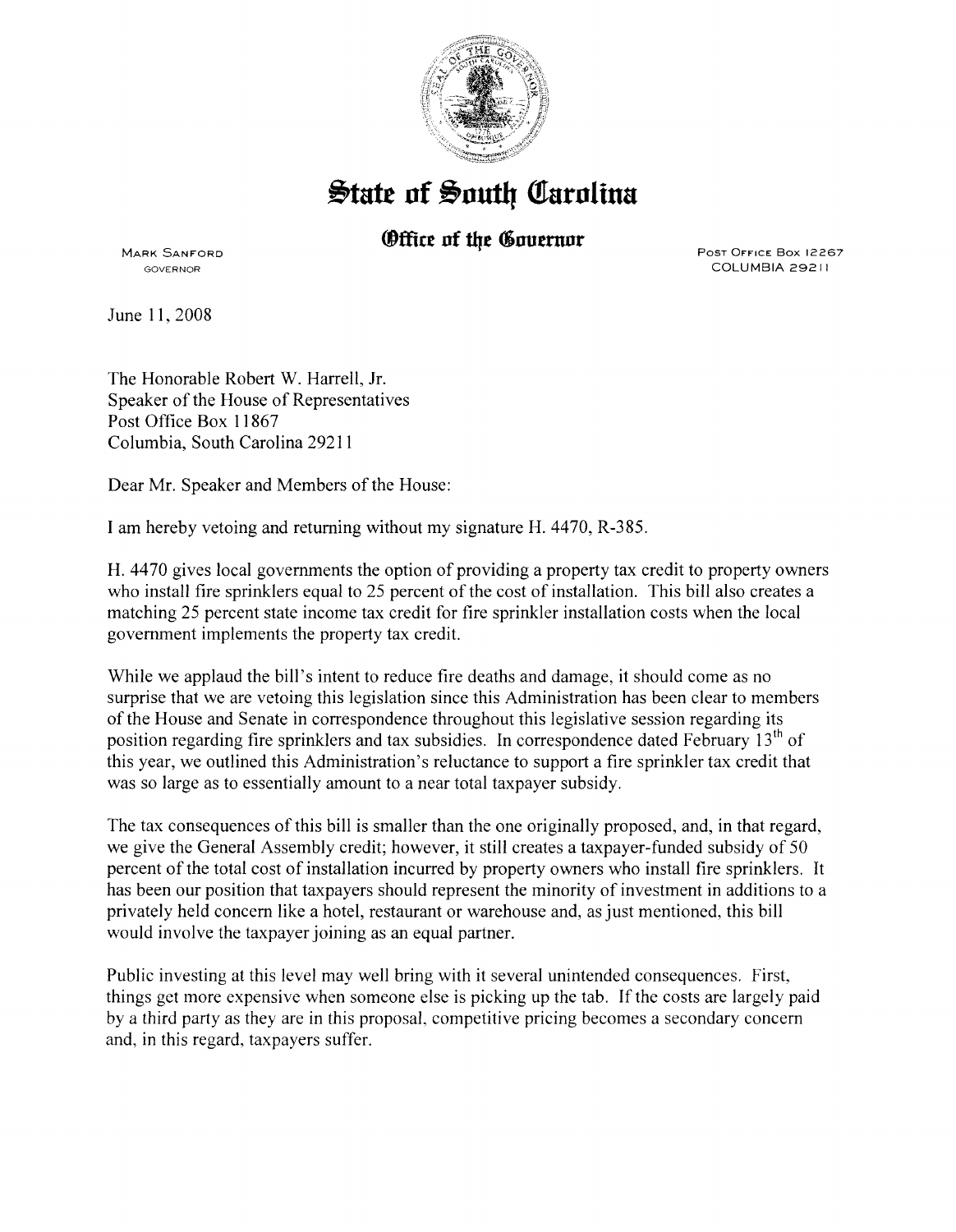# State of South Carolina

## Office of the Governor

MARK SANFORD
GOVERNOR

POST OFFICE BOX 12267
COLUMBIA 29211

June 11, 2008

The Honorable Robert W. Harrell, Jr.
Speaker of the House of Representatives
Post Office Box 11867
Columbia, South Carolina 29211

Dear Mr. Speaker and Members of the House:

I am hereby vetoing and returning without my signature H. 4470, R-385.

H. 4470 gives local governments the option of providing a property tax credit to property owners who install fire sprinklers equal to 25 percent of the cost of installation. This bill also creates a matching 25 percent state income tax credit for fire sprinkler installation costs when the local government implements the property tax credit.

While we applaud the bill's intent to reduce fire deaths and damage, it should come as no surprise that we are vetoing this legislation since this Administration has been clear to members of the House and Senate in correspondence throughout this legislative session regarding its position regarding fire sprinklers and tax subsidies. In correspondence dated February 13th of this year, we outlined this Administration's reluctance to support a fire sprinkler tax credit that was so large as to essentially amount to a near total taxpayer subsidy.

The tax consequences of this bill is smaller than the one originally proposed, and, in that regard, we give the General Assembly credit; however, it still creates a taxpayer-funded subsidy of 50 percent of the total cost of installation incurred by property owners who install fire sprinklers. It has been our position that taxpayers should represent the minority of investment in additions to a privately held concern like a hotel, restaurant or warehouse and, as just mentioned, this bill would involve the taxpayer joining as an equal partner.

Public investing at this level may well bring with it several unintended consequences. First, things get more expensive when someone else is picking up the tab. If the costs are largely paid by a third party as they are in this proposal, competitive pricing becomes a secondary concern and, in this regard, taxpayers suffer.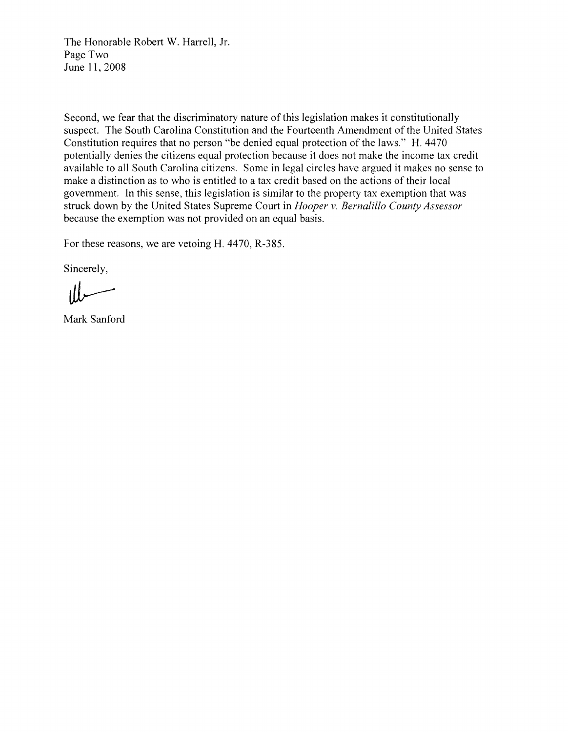The Honorable Robert W. Harrell, Jr.
Page Two
June 11, 2008

Second, we fear that the discriminatory nature of this legislation makes it constitutionally suspect. The South Carolina Constitution and the Fourteenth Amendment of the United States Constitution requires that no person "be denied equal protection of the laws." H. 4470 potentially denies the citizens equal protection because it does not make the income tax credit available to all South Carolina citizens. Some in legal circles have argued it makes no sense to make a distinction as to who is entitled to a tax credit based on the actions of their local government. In this sense, this legislation is similar to the property tax exemption that was struck down by the United States Supreme Court in *Hooper v. Bernalillo County Assessor* because the exemption was not provided on an equal basis.

For these reasons, we are vetoing H. 4470, R-385.

Sincerely,

Mark Sanford